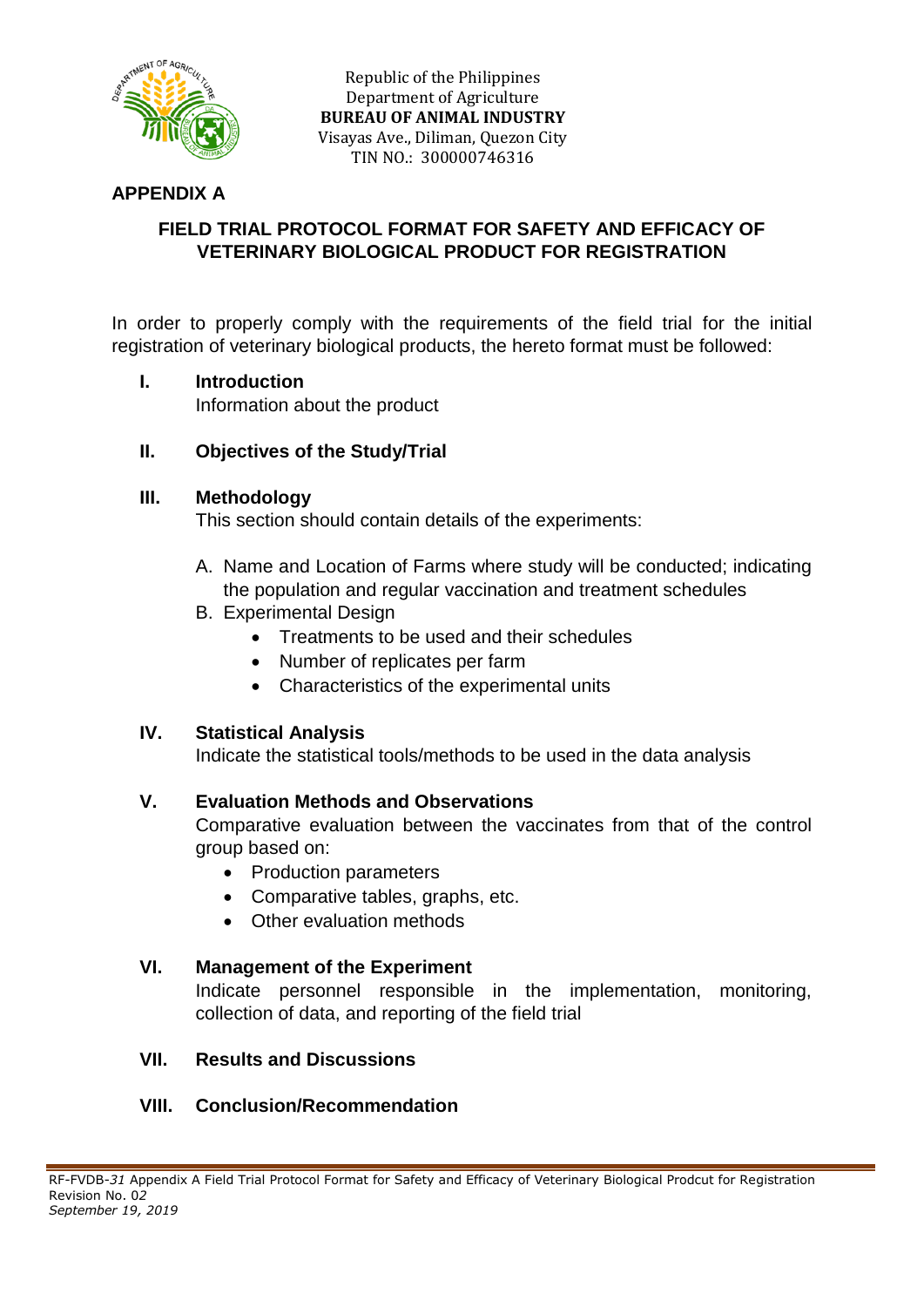Republic of the Philippines
Department of Agriculture
**BUREAU OF ANIMAL INDUSTRY**
Visayas Ave., Diliman, Quezon City
TIN NO.: 300000746316

**APPENDIX A**

## FIELD TRIAL PROTOCOL FORMAT FOR SAFETY AND EFFICACY OF VETERINARY BIOLOGICAL PRODUCT FOR REGISTRATION

In order to properly comply with the requirements of the field trial for the initial registration of veterinary biological products, the hereto format must be followed:

**I. Introduction**

Information about the product

**II. Objectives of the Study/Trial**

**III. Methodology**

This section should contain details of the experiments:

A. Name and Location of Farms where study will be conducted; indicating the population and regular vaccination and treatment schedules
B. Experimental Design
   - Treatments to be used and their schedules
   - Number of replicates per farm
   - Characteristics of the experimental units

**IV. Statistical Analysis**

Indicate the statistical tools/methods to be used in the data analysis

**V. Evaluation Methods and Observations**

Comparative evaluation between the vaccinates from that of the control group based on:

- Production parameters
- Comparative tables, graphs, etc.
- Other evaluation methods

**VI. Management of the Experiment**

Indicate personnel responsible in the implementation, monitoring, collection of data, and reporting of the field trial

**VII. Results and Discussions**

**VIII. Conclusion/Recommendation**

RF-FVDB-*31* Appendix A Field Trial Protocol Format for Safety and Efficacy of Veterinary Biological Prodcut for Registration
Revision No. 02
*September 19, 2019*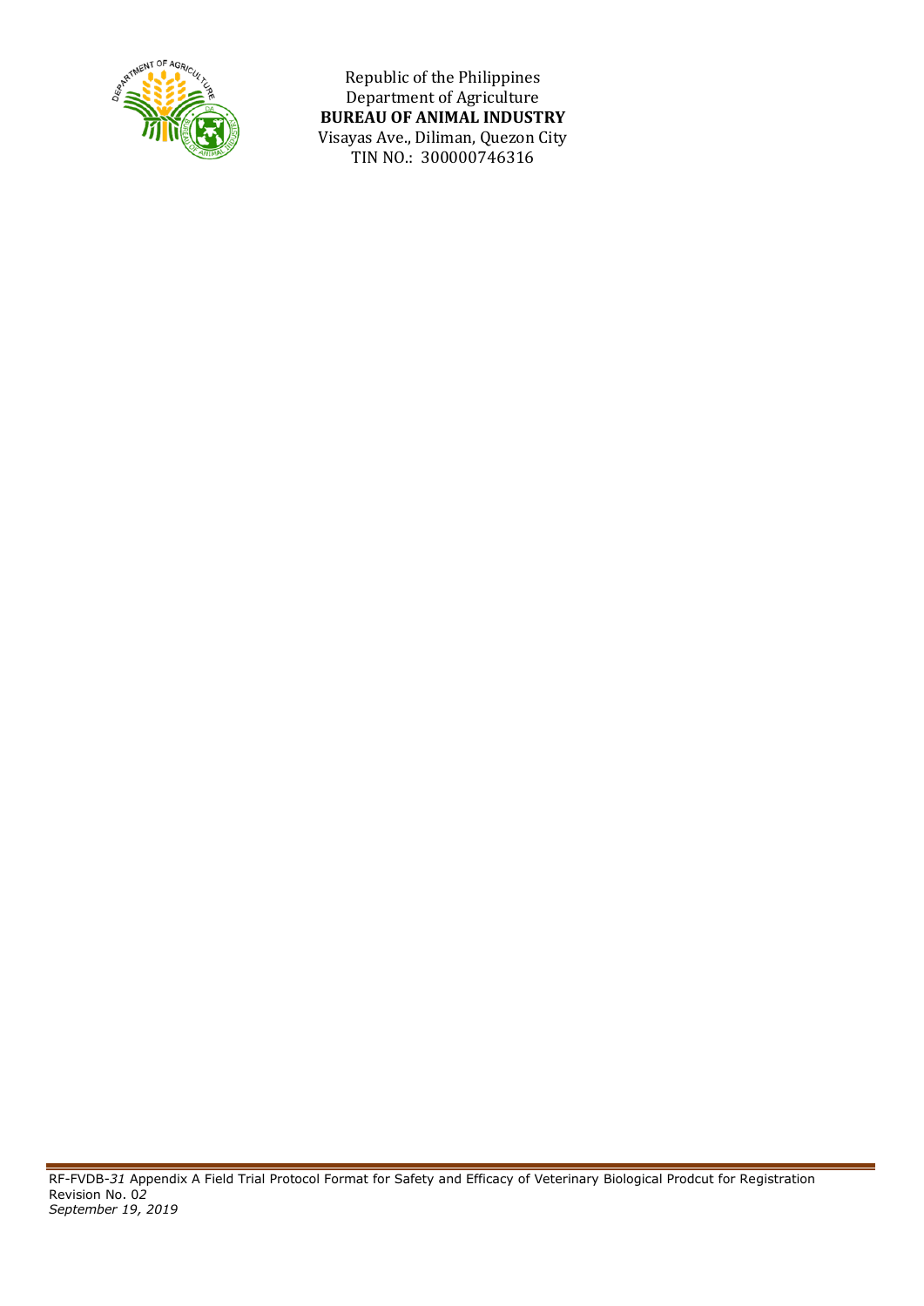Republic of the Philippines
Department of Agriculture
**BUREAU OF ANIMAL INDUSTRY**
Visayas Ave., Diliman, Quezon City
TIN NO.: 300000746316